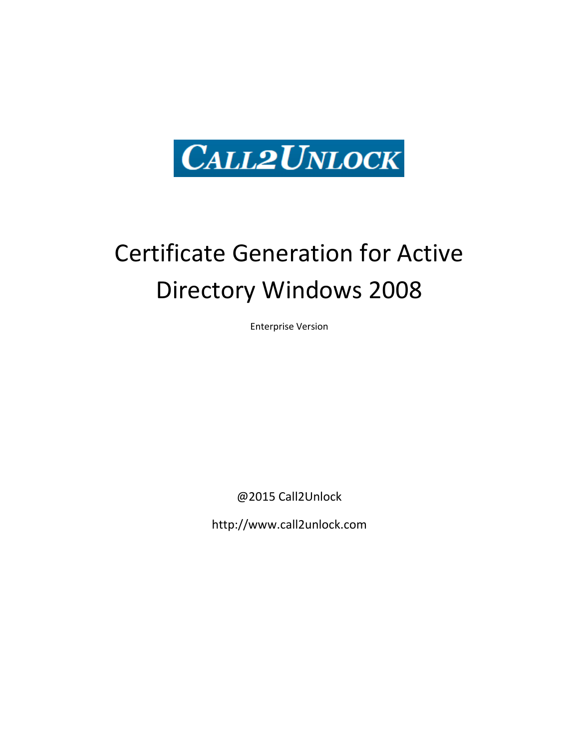CALL2UNLOCK

# Certificate Generation for Active Directory Windows 2008

Enterprise Version

@2015 Call2Unlock

http://www.call2unlock.com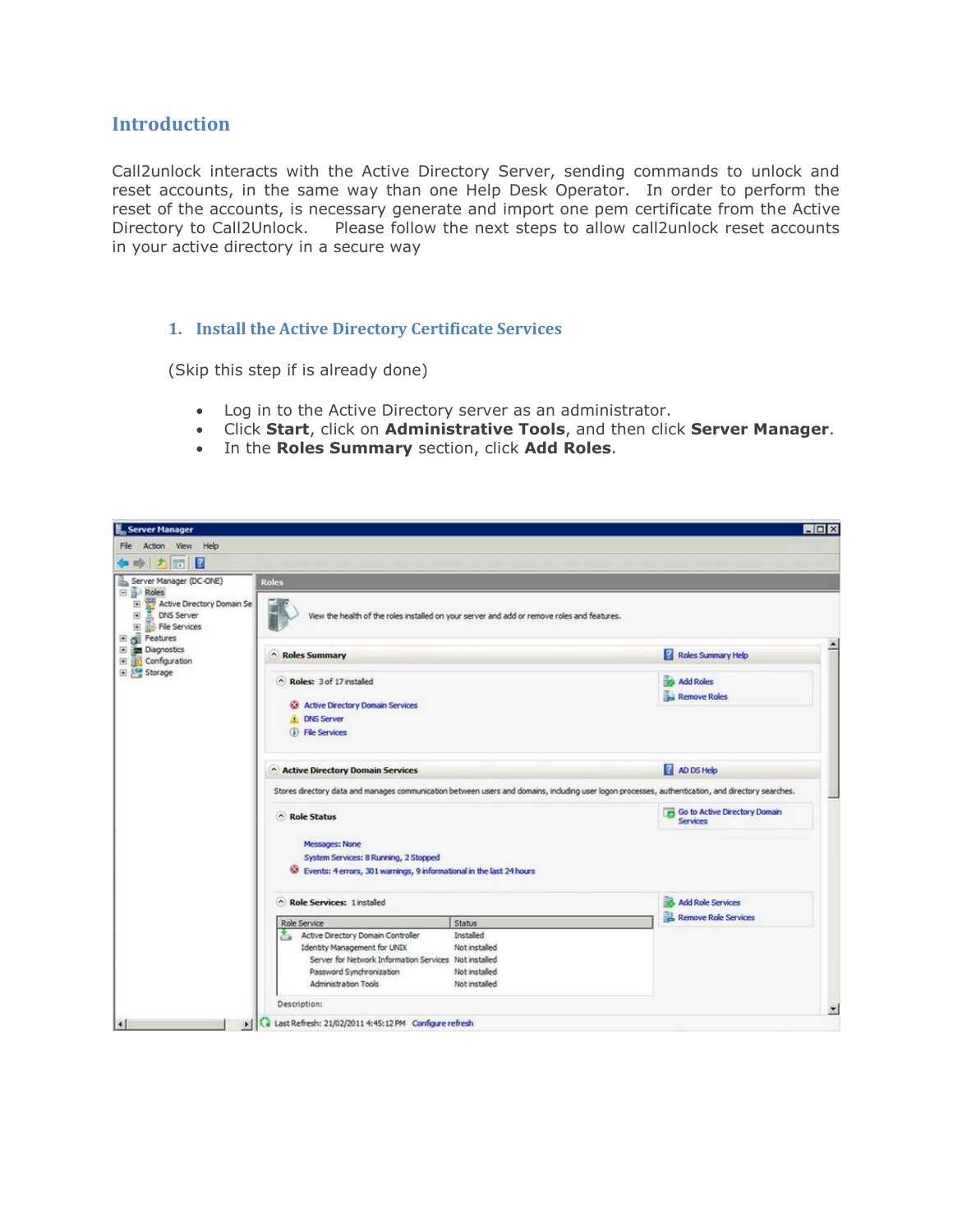## Introduction

Call2unlock interacts with the Active Directory Server, sending commands to unlock and reset accounts, in the same way than one Help Desk Operator. In order to perform the reset of the accounts, is necessary generate and import one pem certificate from the Active Directory to Call2Unlock. Please follow the next steps to allow call2unlock reset accounts in your active directory in a secure way

### 1. Install the Active Directory Certificate Services

(Skip this step if is already done)

- Log in to the Active Directory server as an administrator.
- Click **Start**, click on **Administrative Tools**, and then click **Server Manager**.
- In the **Roles Summary** section, click **Add Roles**.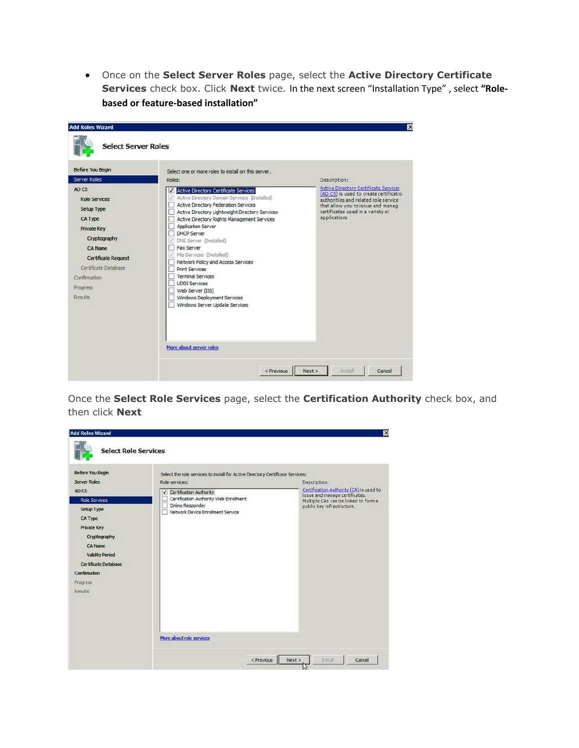- Once on the **Select Server Roles** page, select the **Active Directory Certificate Services** check box. Click **Next** twice. In the next screen "Installation Type" , select **"Role-based or feature-based installation"**

Once the **Select Role Services** page, select the **Certification Authority** check box, and then click **Next**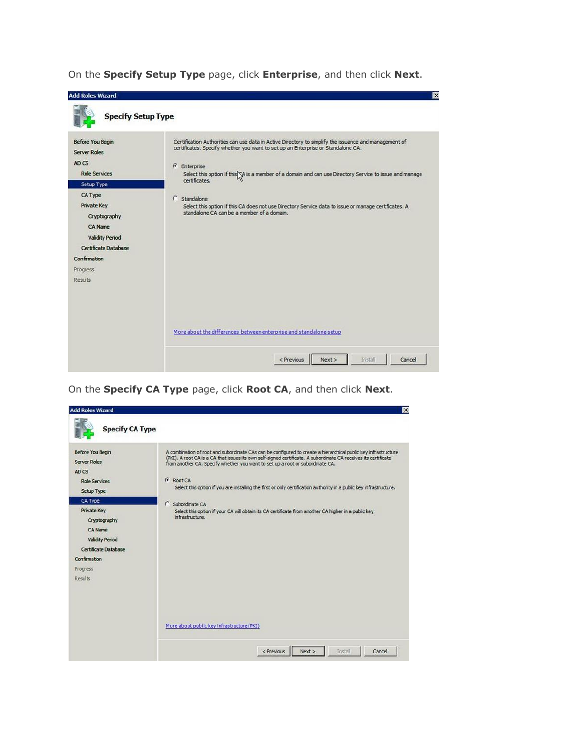On the **Specify Setup Type** page, click **Enterprise**, and then click **Next**.

Add Roles Wizard

**Specify Setup Type**

Before You Begin
Server Roles
AD CS
Role Services
Setup Type
CA Type
Private Key
Cryptography
CA Name
Validity Period
Certificate Database
Confirmation
Progress
Results

Certification Authorities can use data in Active Directory to simplify the issuance and management of certificates. Specify whether you want to set up an Enterprise or Standalone CA.

- Enterprise
  Select this option if this CA is a member of a domain and can use Directory Service to issue and manage certificates.

- Standalone
  Select this option if this CA does not use Directory Service data to issue or manage certificates. A standalone CA can be a member of a domain.

More about the differences between enterprise and standalone setup

< Previous | Next > | Install | Cancel

On the **Specify CA Type** page, click **Root CA**, and then click **Next**.

Add Roles Wizard

**Specify CA Type**

Before You Begin
Server Roles
AD CS
Role Services
Setup Type
CA Type
Private Key
Cryptography
CA Name
Validity Period
Certificate Database
Confirmation
Progress
Results

A combination of root and subordinate CAs can be configured to create a hierarchical public key infrastructure (PKI). A root CA is a CA that issues its own self-signed certificate. A subordinate CA receives its certificate from another CA. Specify whether you want to set up a root or subordinate CA.

- Root CA
  Select this option if you are installing the first or only certification authority in a public key infrastructure.

- Subordinate CA
  Select this option if your CA will obtain its CA certificate from another CA higher in a public key infrastructure.

More about public key infrastructure (PKI)

< Previous | Next > | Install | Cancel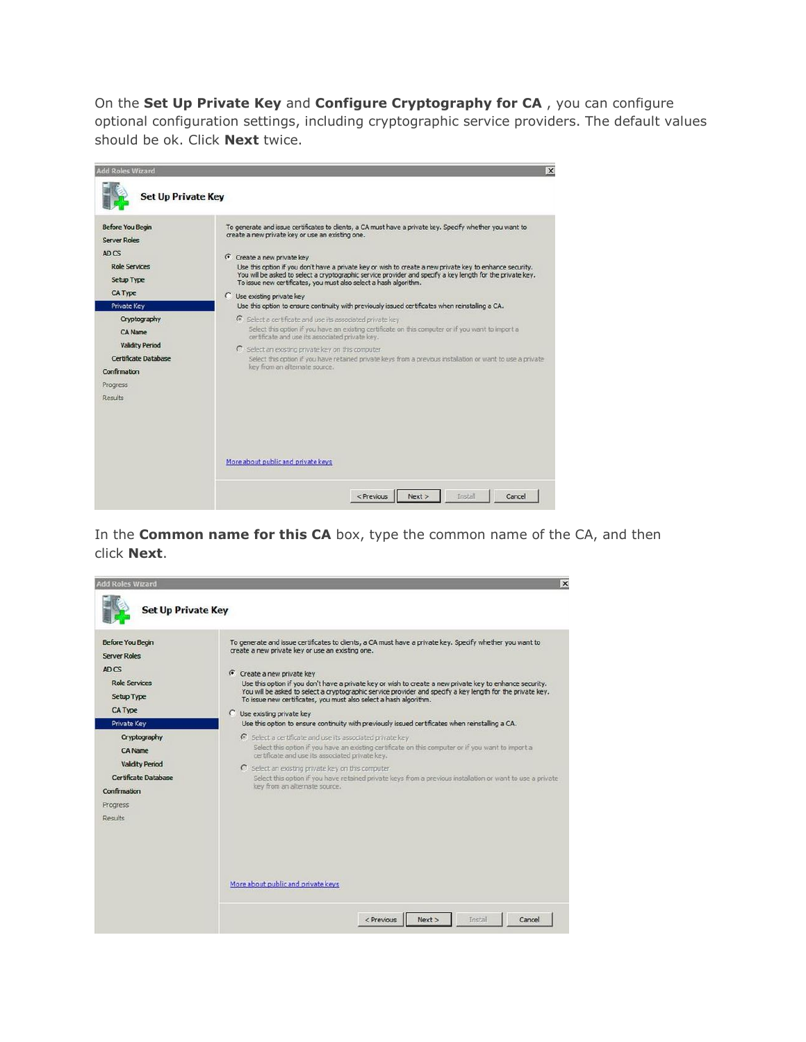On the **Set Up Private Key** and **Configure Cryptography for CA** , you can configure optional configuration settings, including cryptographic service providers. The default values should be ok. Click **Next** twice.

In the **Common name for this CA** box, type the common name of the CA, and then click **Next**.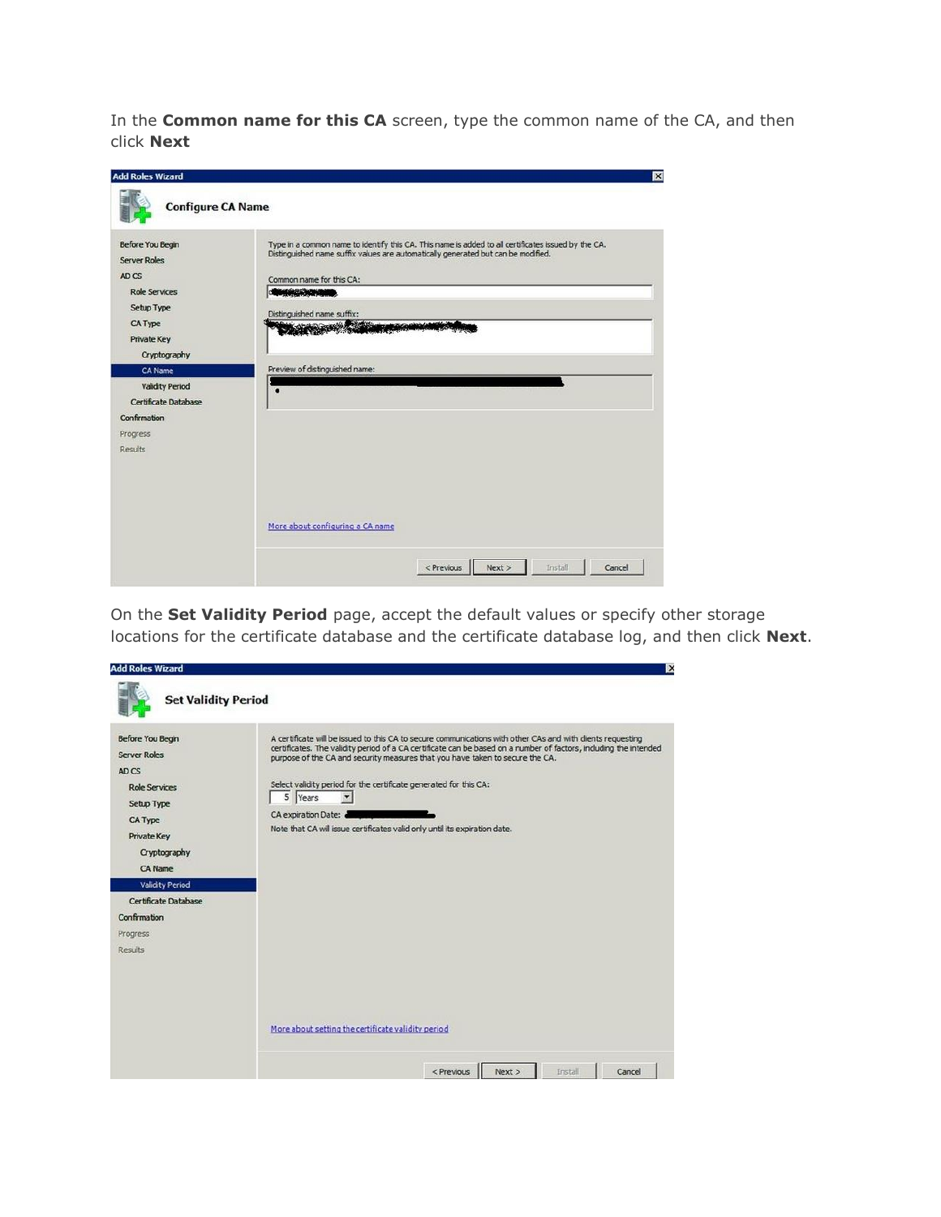In the **Common name for this CA** screen, type the common name of the CA, and then click **Next**

On the **Set Validity Period** page, accept the default values or specify other storage locations for the certificate database and the certificate database log, and then click **Next**.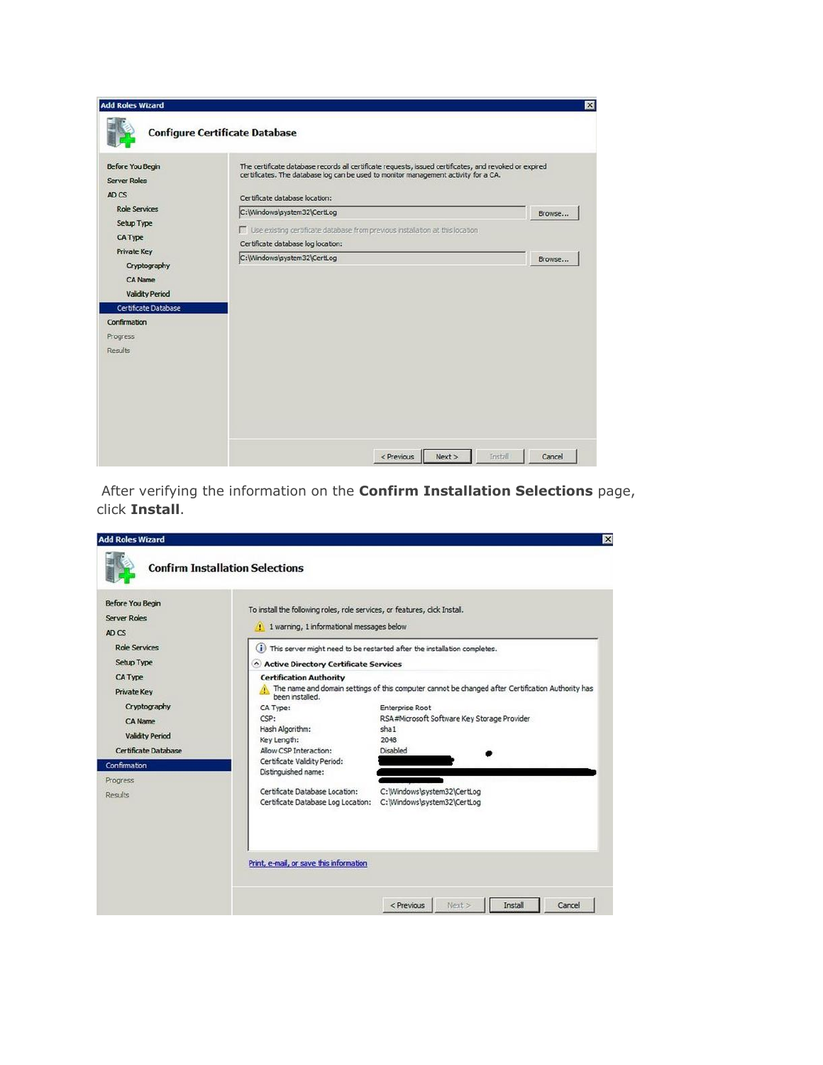After verifying the information on the **Confirm Installation Selections** page, click **Install**.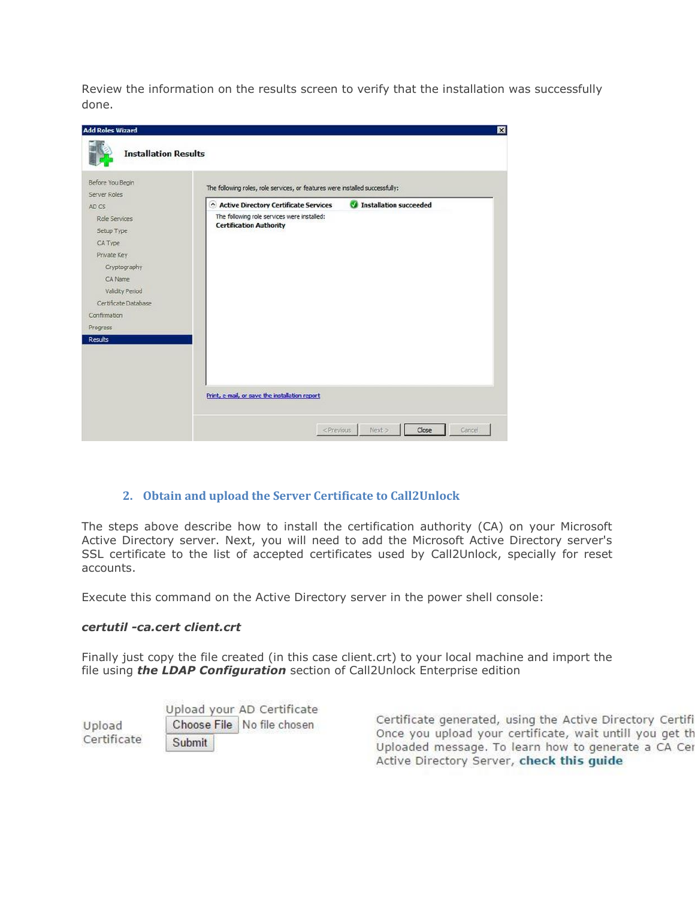Review the information on the results screen to verify that the installation was successfully done.

## 2. Obtain and upload the Server Certificate to Call2Unlock

The steps above describe how to install the certification authority (CA) on your Microsoft Active Directory server. Next, you will need to add the Microsoft Active Directory server's SSL certificate to the list of accepted certificates used by Call2Unlock, specially for reset accounts.

Execute this command on the Active Directory server in the power shell console:

***certutil -ca.cert client.crt***

Finally just copy the file created (in this case client.crt) to your local machine and import the file using ***the LDAP Configuration*** section of Call2Unlock Enterprise edition